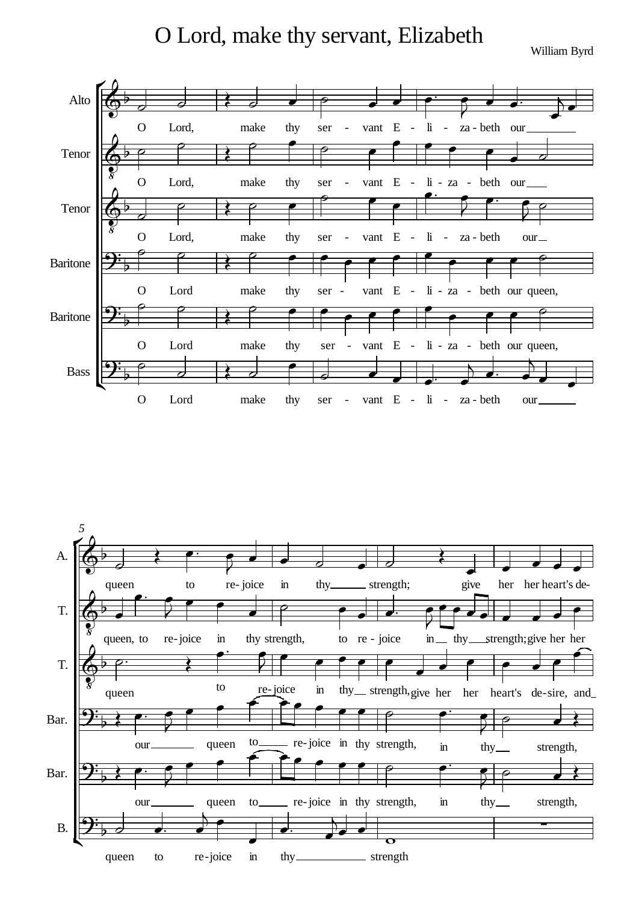# O Lord, make thy servant, Elizabeth

William Byrd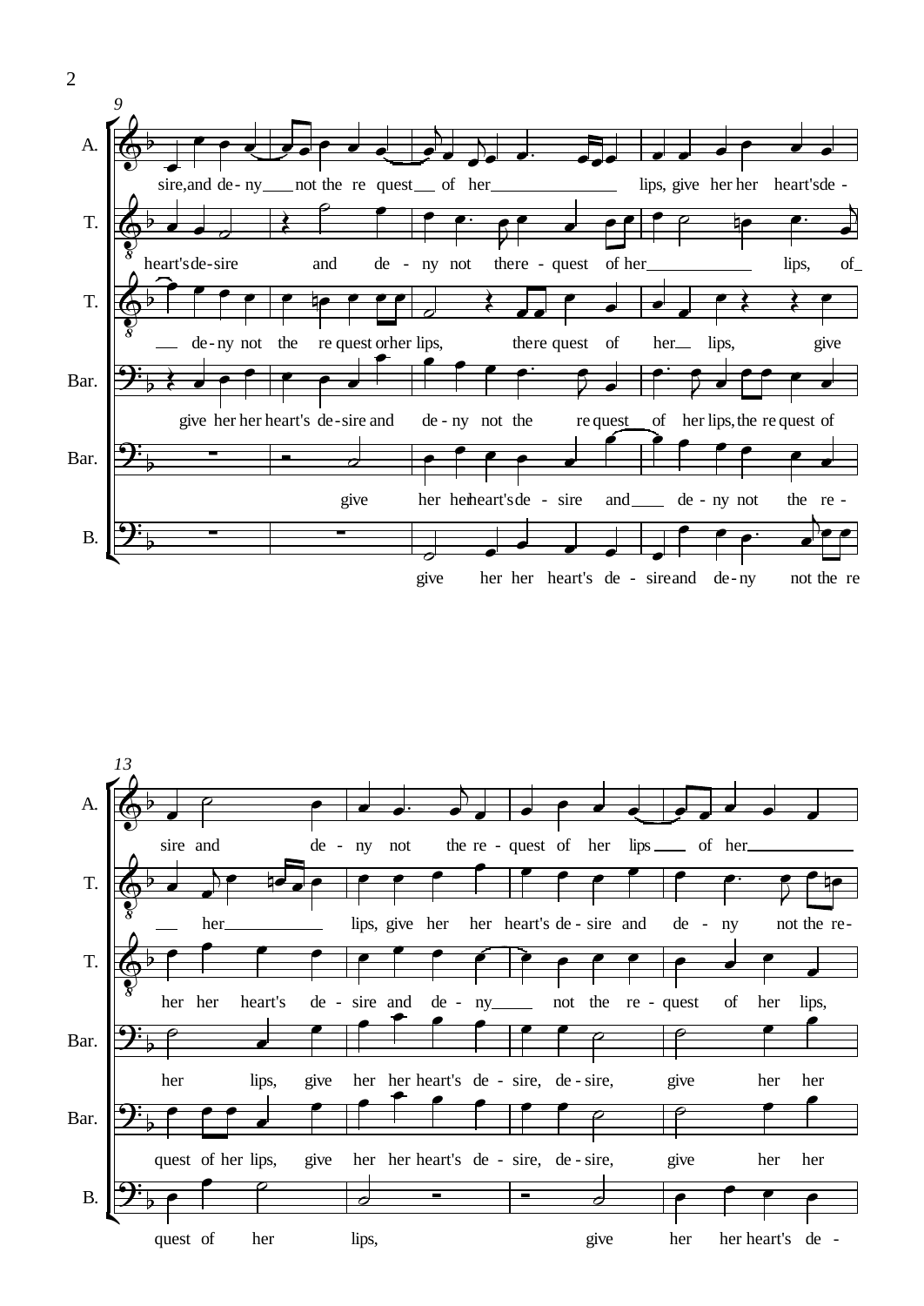**System 1 (mm. 9–12)**

A. — sire, and de - ny not the re quest of her lips, give her her heart's de -

T. — heart's de - sire and de - ny not the re - quest of her lips, of

T. — de - ny not the re quest or her lips, the re quest of her lips, give

Bar. — give her her heart's de - sire and de - ny not the re quest of her lips, the re quest of

Bar. — give her her heart's de - sire and de - ny not the re -

B. — give her her heart's de - sire and de - ny not the re

**System 2 (mm. 13–16)**

A. — sire and de - ny not the re - quest of her lips of her

T. — her lips, give her her heart's de - sire and de - ny not the re -

T. — her her heart's de - sire and de - ny not the re - quest of her lips,

Bar. — her lips, give her her heart's de - sire, de - sire, give her her

Bar. — quest of her lips, give her her heart's de - sire, de - sire, give her her

B. — quest of her lips, give her her heart's de -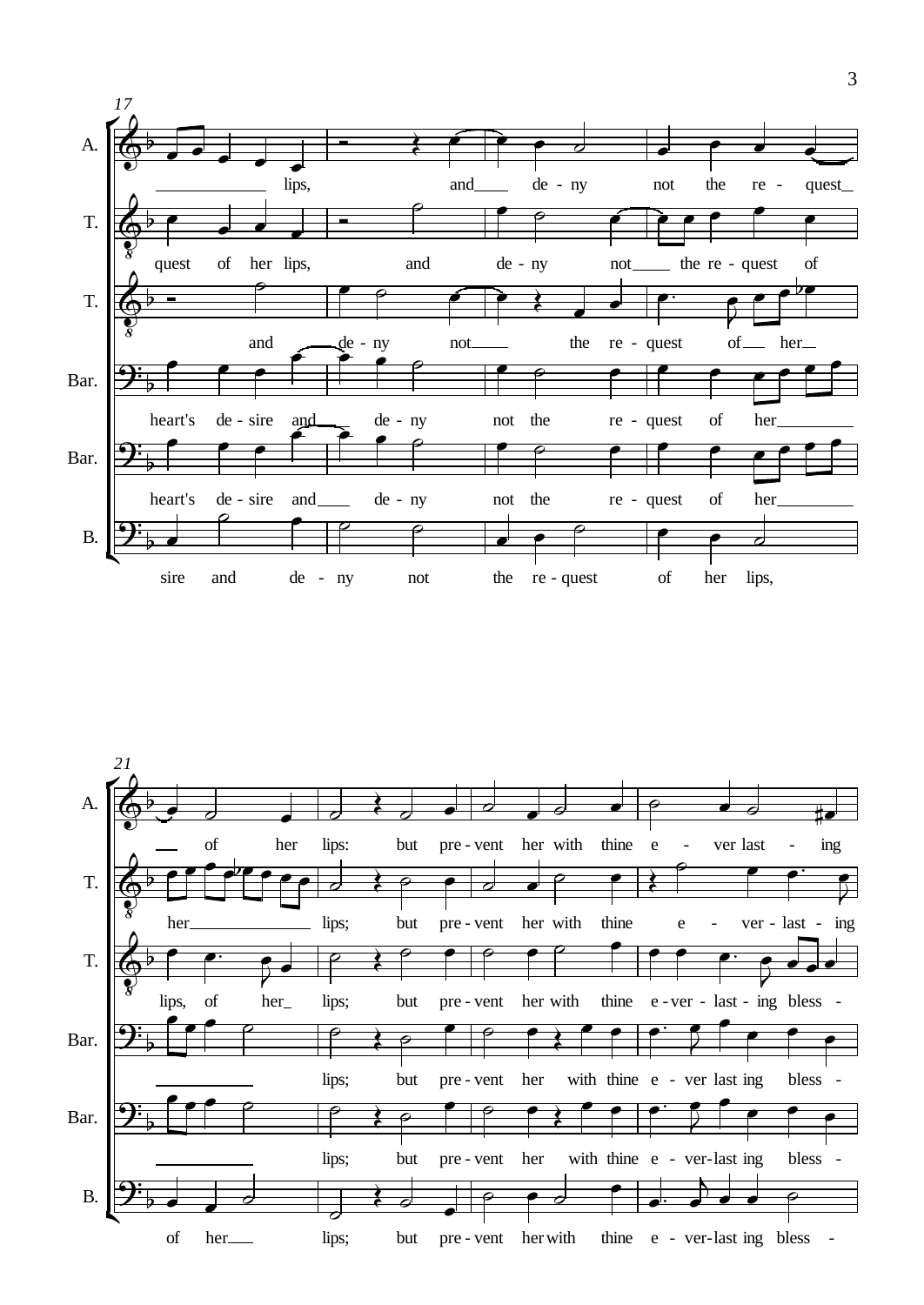**17**

A. — lips, and de - ny not the re - quest

T. — quest of her lips, and de - ny not the re - quest of

T. — and de - ny not the re - quest of her

Bar. — heart's de - sire and de - ny not the re - quest of her

Bar. — heart's de - sire and de - ny not the re - quest of her

B. — sire and de - ny not the re - quest of her lips,

**21**

A. — of her lips: but pre - vent her with thine e - ver last - ing

T. — her lips; but pre - vent her with thine e - ver - last - ing

T. — lips, of her lips; but pre - vent her with thine e - ver - last - ing bless -

Bar. — lips; but pre - vent her with thine e - ver last ing bless -

Bar. — lips; but pre - vent her with thine e - ver - last ing bless -

B. — of her lips; but pre - vent her with thine e - ver - last ing bless -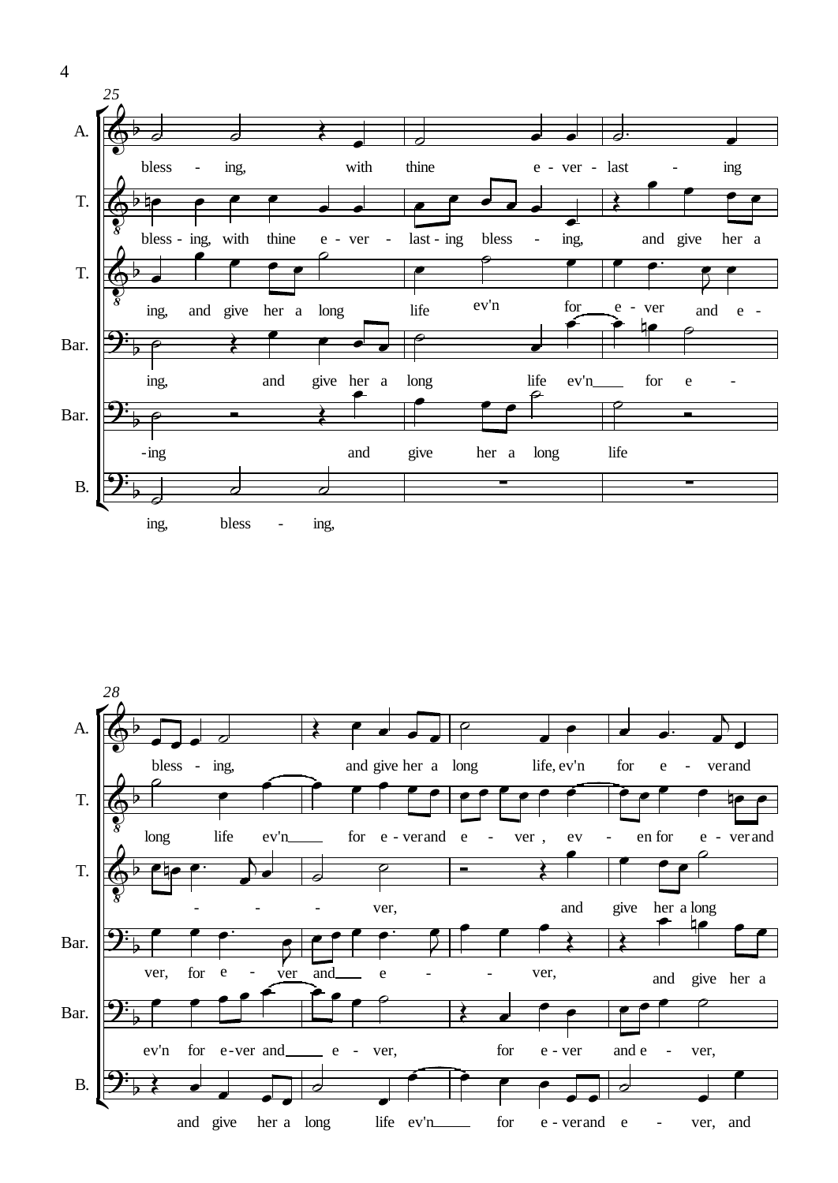**25**

A. bless - ing, with thine e - ver - last - ing

T. bless - ing, with thine e - ver - last - ing bless - ing, and give her a

T. ing, and give her a long life ev'n for e - ver and e -

Bar. ing, and give her a long life ev'n for e -

Bar. -ing and give her a long life

B. ing, bless - ing,

**28**

A. bless - ing, and give her a long life, ev'n for e - ver and

T. long life ev'n for e - ver and e - ver, ev - en for e - ver and

T. - - - ver, and give her a long

Bar. ver, for e - ver and e - - ver, and give her a

Bar. ev'n for e - ver and e - ver, for e - ver and e - ver,

B. and give her a long life ev'n for e - ver and e - ver, and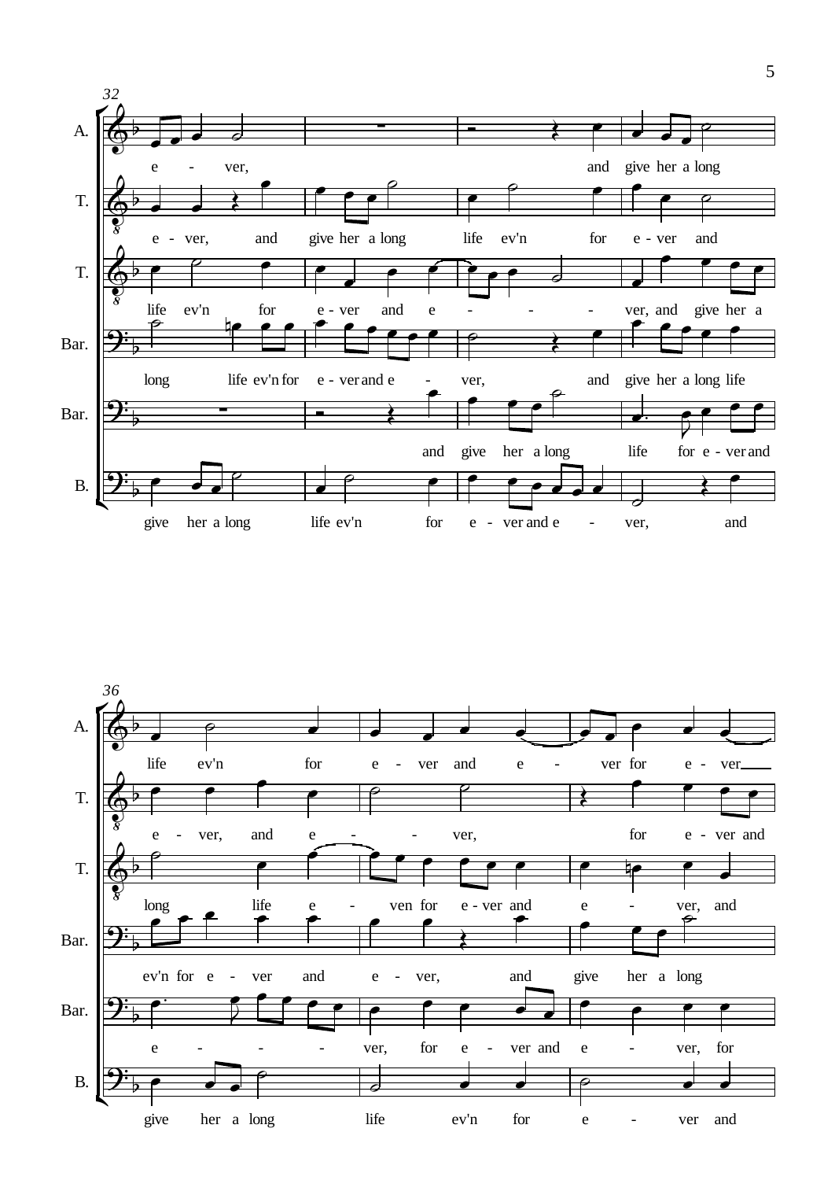32

A. e - ver, and give her a long

T. e - ver, and give her a long life ev'n for e - ver and

T. life ev'n for e - ver and e - - - ver, and give her a

Bar. long life ev'n for e - ver and e - ver, and give her a long life

Bar. and give her a long life for e - ver and

B. give her a long life ev'n for e - ver and e - ver, and

36

A. life ev'n for e - ver and e - ver for e - ver

T. e - ver, and e - - ver, for e - ver and

T. long life e - ven for e - ver and e - ver, and

Bar. ev'n for e - ver and e - ver, and give her a long

Bar. e - - - ver, for e - ver and e - ver, for

B. give her a long life ev'n for e - ver and